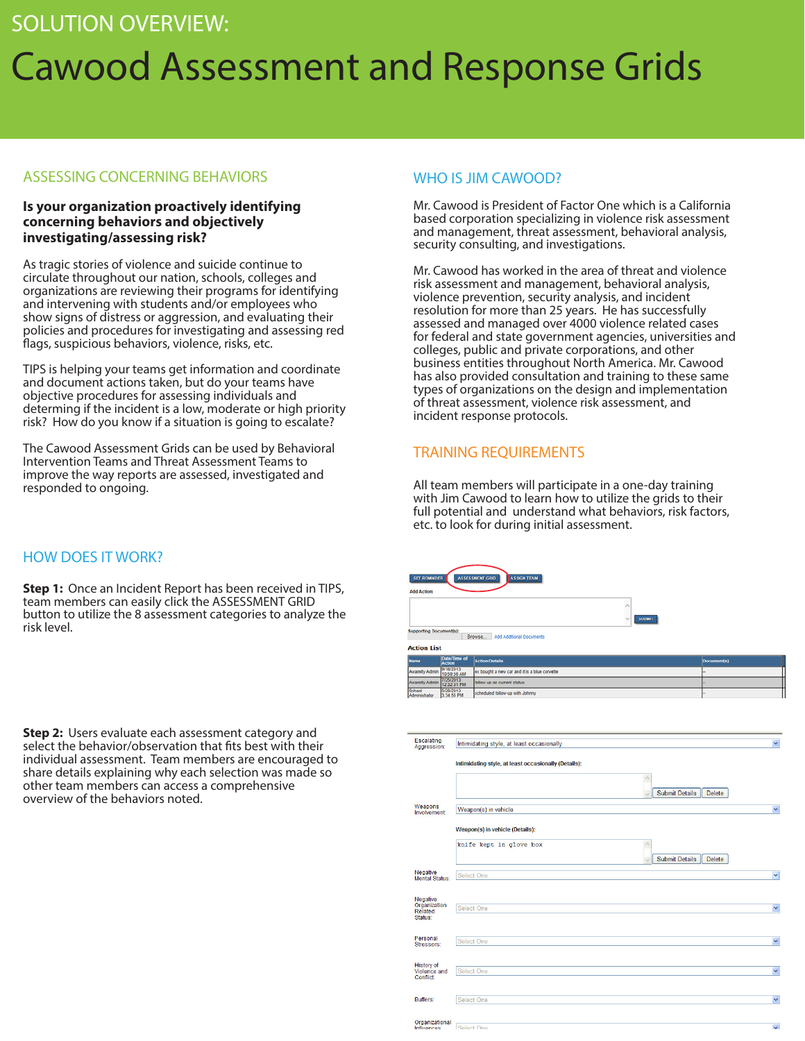# SOLUTION OVERVIEW:

# Cawood Assessment and Response Grids

## ASSESSING CONCERNING BEHAVIORS

**Is your organization proactively identifying concerning behaviors and objectively investigating/assessing risk?**

As tragic stories of violence and suicide continue to circulate throughout our nation, schools, colleges and organizations are reviewing their programs for identifying and intervening with students and/or employees who show signs of distress or aggression, and evaluating their policies and procedures for investigating and assessing red flags, suspicious behaviors, violence, risks, etc.

TIPS is helping your teams get information and coordinate and document actions taken, but do your teams have objective procedures for assessing individuals and determing if the incident is a low, moderate or high priority risk? How do you know if a situation is going to escalate?

The Cawood Assessment Grids can be used by Behavioral Intervention Teams and Threat Assessment Teams to improve the way reports are assessed, investigated and responded to ongoing.

## HOW DOES IT WORK?

**Step 1:** Once an Incident Report has been received in TIPS, team members can easily click the ASSESSMENT GRID button to utilize the 8 assessment categories to analyze the risk level.

**Step 2:** Users evaluate each assessment category and select the behavior/observation that fits best with their individual assessment. Team members are encouraged to share details explaining why each selection was made so other team members can access a comprehensive overview of the behaviors noted.

## WHO IS JIM CAWOOD?

Mr. Cawood is President of Factor One which is a California based corporation specializing in violence risk assessment and management, threat assessment, behavioral analysis, security consulting, and investigations.

Mr. Cawood has worked in the area of threat and violence risk assessment and management, behavioral analysis, violence prevention, security analysis, and incident resolution for more than 25 years. He has successfully assessed and managed over 4000 violence related cases for federal and state government agencies, universities and colleges, public and private corporations, and other business entities throughout North America. Mr. Cawood has also provided consultation and training to these same types of organizations on the design and implementation of threat assessment, violence risk assessment, and incident response protocols.

## TRAINING REQUIREMENTS

All team members will participate in a one-day training with Jim Cawood to learn how to utilize the grids to their full potential and understand what behaviors, risk factors, etc. to look for during initial assessment.

SET REMINDER | ASSESSMENT GRID | ASSIGN TEAM

Add Action:

SUBMIT

Supporting Document(s): Browse... Add Additional Documents

**Action List**

| Name | Date/Time of Action | Action Details | Document(s) |
|---|---|---|---|
| Awareity Admin | 9/18/2013 10:59:36 AM | ex bought a new car and it is a blue corvette | -- |
| Awareity Admin | 7/25/2013 12:32:31 PM | follow up on current status | -- |
| School Administrator | 5/28/2013 3:34:55 PM | scheduled follow-up with Johnny | -- |

Escalating Aggression: Intimidating style, at least occasionally

Intimidating style, at least occasionally (Details):

Submit Details | Delete

Weapons Involvement: Weapon(s) in vehicle

Weapon(s) in vehicle (Details):

knife kept in glove box

Submit Details | Delete

Negative Mental Status: Select One

Negative Organization Related Status: Select One

Personal Stressors: Select One

History of Violence and Conflict: Select One

Buffers: Select One

Organizational Influences: Select One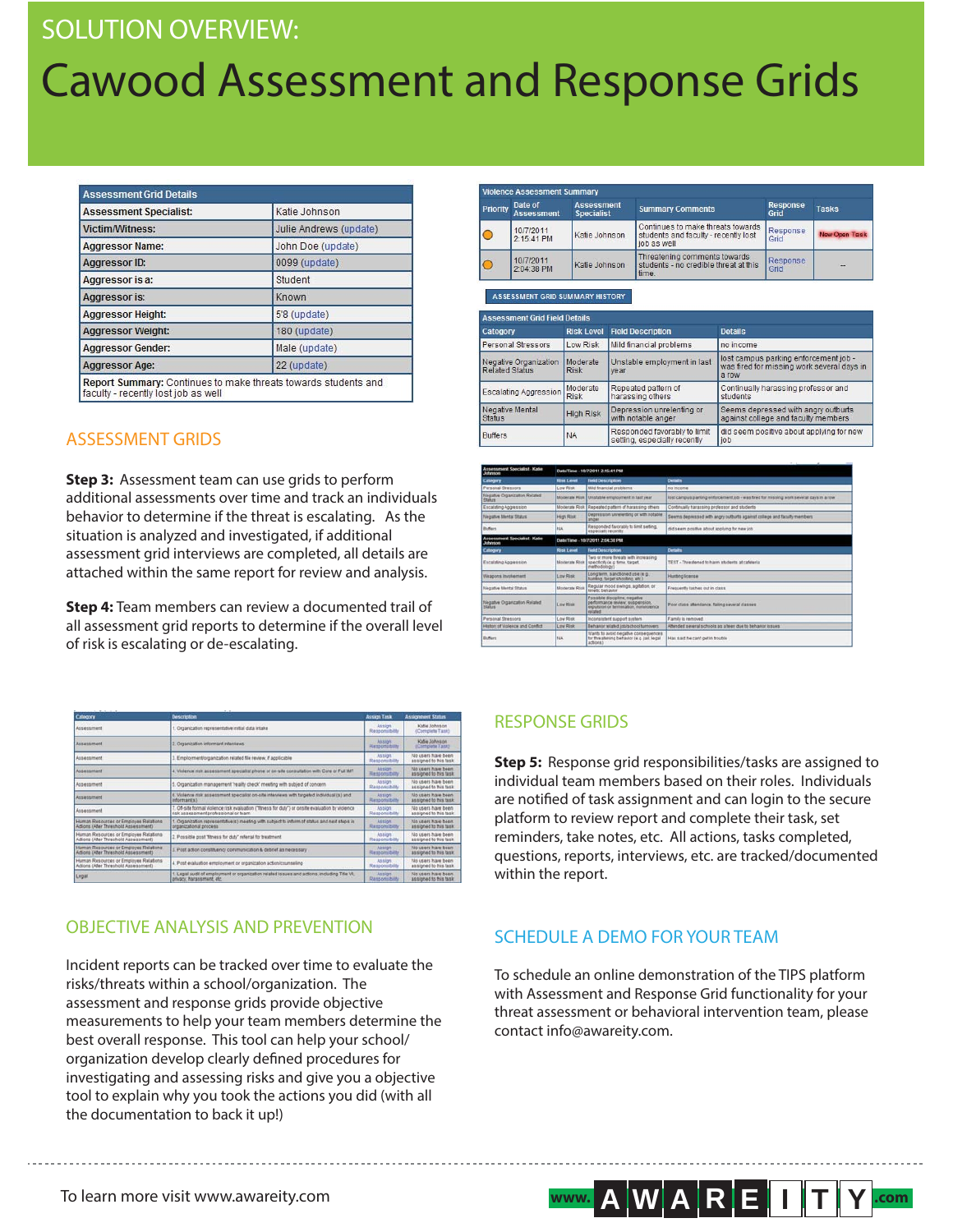# SOLUTION OVERVIEW:

# Cawood Assessment and Response Grids

| Assessment Grid Details | |
|---|---|
| Assessment Specialist: | Katie Johnson |
| Victim/Witness: | Julie Andrews (update) |
| Aggressor Name: | John Doe (update) |
| Aggressor ID: | 0099 (update) |
| Aggressor is a: | Student |
| Aggressor is: | Known |
| Aggressor Height: | 5'8 (update) |
| Aggressor Weight: | 180 (update) |
| Aggressor Gender: | Male (update) |
| Aggressor Age: | 22 (update) |
| **Report Summary:** Continues to make threats towards students and faculty - recently lost job as well | |

Violence Assessment Summary

| Priority | Date of Assessment | Assessment Specialist | Summary Comments | Response Grid | Tasks |
|---|---|---|---|---|---|
| | 10/7/2011 2:15:41 PM | Katie Johnson | Continues to make threats towards students and faculty - recently lost job as well | Response Grid | New Open Task |
| | 10/7/2011 2:04:38 PM | Katie Johnson | Threatening comments towards students - no credible threat at this time. | Response Grid | -- |

ASSESSMENT GRID SUMMARY HISTORY

Assessment Grid Field Details

| Category | Risk Level | Field Description | Details |
|---|---|---|---|
| Personal Stressors | Low Risk | Mild financial problems | no income |
| Negative Organization Related Status | Moderate Risk | Unstable employment in last year | lost campus parking enforcement job - was fired for missing work several days in a row |
| Escalating Aggression | Moderate Risk | Repeated pattern of harassing others | Continually harassing professor and students |
| Negative Mental Status | High Risk | Depression unrelenting or with notable anger | Seems depressed with angry outbursts against college and faculty members |
| Buffers | NA | Responded favorably to limit setting, especially recently | did seem positive about applying for new job |

## ASSESSMENT GRIDS

**Step 3:** Assessment team can use grids to perform additional assessments over time and track an individuals behavior to determine if the threat is escalating. As the situation is analyzed and investigated, if additional assessment grid interviews are completed, all details are attached within the same report for review and analysis.

**Step 4:** Team members can review a documented trail of all assessment grid reports to determine if the overall level of risk is escalating or de-escalating.

## RESPONSE GRIDS

**Step 5:** Response grid responsibilities/tasks are assigned to individual team members based on their roles. Individuals are notified of task assignment and can login to the secure platform to review report and complete their task, set reminders, take notes, etc. All actions, tasks completed, questions, reports, interviews, etc. are tracked/documented within the report.

## OBJECTIVE ANALYSIS AND PREVENTION

Incident reports can be tracked over time to evaluate the risks/threats within a school/organization. The assessment and response grids provide objective measurements to help your team members determine the best overall response. This tool can help your school/organization develop clearly defined procedures for investigating and assessing risks and give you a objective tool to explain why you took the actions you did (with all the documentation to back it up!)

## SCHEDULE A DEMO FOR YOUR TEAM

To schedule an online demonstration of the TIPS platform with Assessment and Response Grid functionality for your threat assessment or behavioral intervention team, please contact info@awareity.com.

To learn more visit www.awareity.com

www.AWAREITY.com